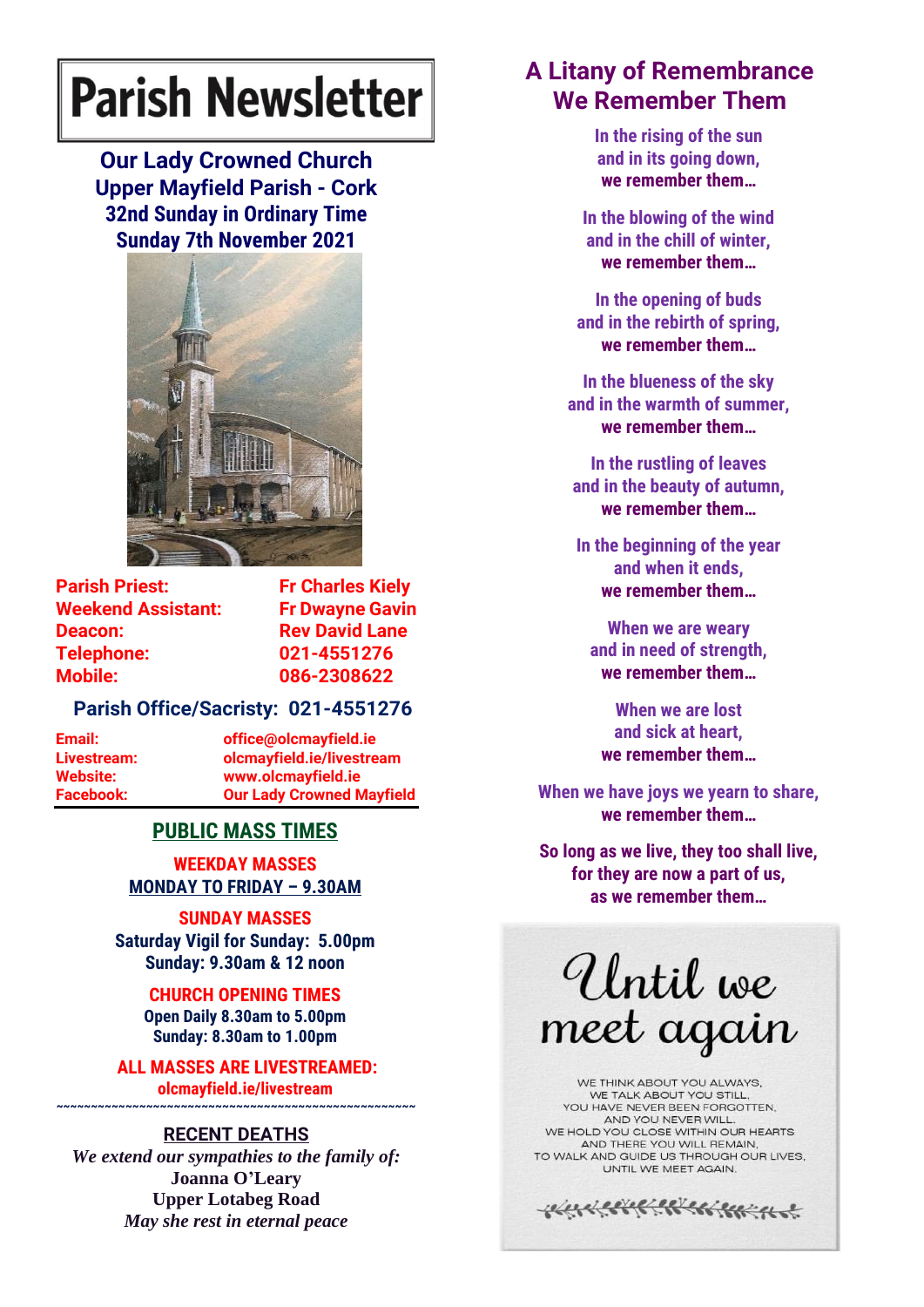# Parish Newsletter

## Our Lady Crowned Church
## Upper Mayfield Parish - Cork
### 32nd Sunday in Ordinary Time
### Sunday 7th November 2021

| | |
|---|---|
| **Parish Priest:** | **Fr Charles Kiely** |
| **Weekend Assistant:** | **Fr Dwayne Gavin** |
| **Deacon:** | **Rev David Lane** |
| **Telephone:** | **021-4551276** |
| **Mobile:** | **086-2308622** |

**Parish Office/Sacristy: 021-4551276**

| | |
|---|---|
| **Email:** | **office@olcmayfield.ie** |
| **Livestream:** | **olcmayfield.ie/livestream** |
| **Website:** | **www.olcmayfield.ie** |
| **Facebook:** | **Our Lady Crowned Mayfield** |

## PUBLIC MASS TIMES

**WEEKDAY MASSES**
**MONDAY TO FRIDAY – 9.30AM**

**SUNDAY MASSES**
**Saturday Vigil for Sunday: 5.00pm**
**Sunday: 9.30am & 12 noon**

**CHURCH OPENING TIMES**
**Open Daily 8.30am to 5.00pm**
**Sunday: 8.30am to 1.00pm**

**ALL MASSES ARE LIVESTREAMED:**
**olcmayfield.ie/livestream**

~~~~~~~~~~~~~~~~~~~~~~~~~~~~~~~~~~~~~~~~~~~~~~~~~~~~

## RECENT DEATHS

*We extend our sympathies to the family of:*
**Joanna O'Leary**
**Upper Lotabeg Road**
*May she rest in eternal peace*

## A Litany of Remembrance
## We Remember Them

In the rising of the sun
and in its going down,
**we remember them…**

In the blowing of the wind
and in the chill of winter,
**we remember them…**

In the opening of buds
and in the rebirth of spring,
**we remember them…**

In the blueness of the sky
and in the warmth of summer,
**we remember them…**

In the rustling of leaves
and in the beauty of autumn,
**we remember them…**

In the beginning of the year
and when it ends,
**we remember them…**

When we are weary
and in need of strength,
**we remember them…**

When we are lost
and sick at heart,
**we remember them…**

When we have joys we yearn to share,
**we remember them…**

So long as we live, they too shall live,
for they are now a part of us,
**as we remember them…**

## Until we meet again

WE THINK ABOUT YOU ALWAYS,
WE TALK ABOUT YOU STILL,
YOU HAVE NEVER BEEN FORGOTTEN,
AND YOU NEVER WILL.
WE HOLD YOU CLOSE WITHIN OUR HEARTS
AND THERE YOU WILL REMAIN,
TO WALK AND GUIDE US THROUGH OUR LIVES,
UNTIL WE MEET AGAIN.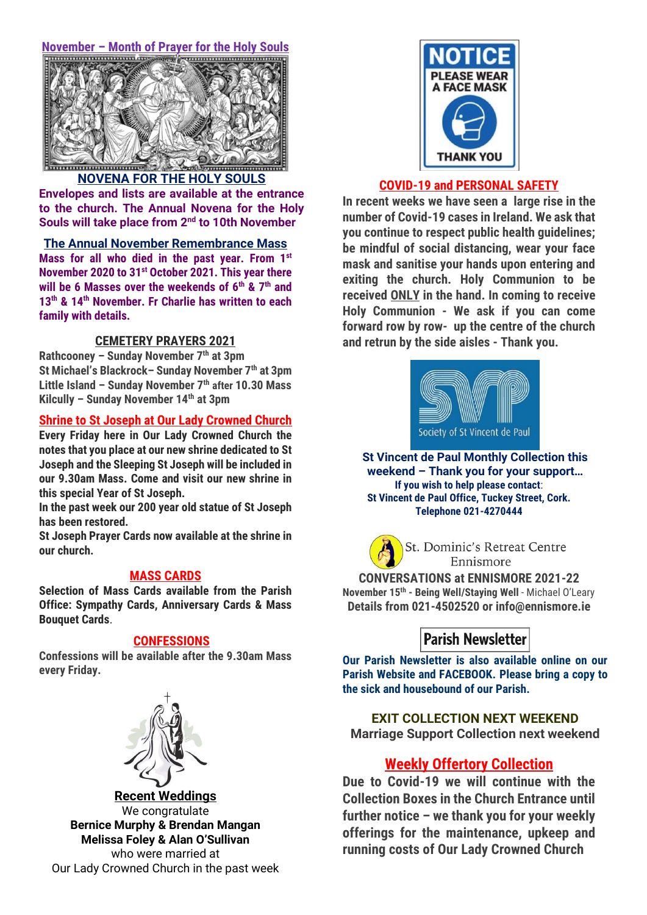## November – Month of Prayer for the Holy Souls

### NOVENA FOR THE HOLY SOULS

**Envelopes and lists are available at the entrance to the church. The Annual Novena for the Holy Souls will take place from 2nd to 10th November**

### The Annual November Remembrance Mass

**Mass for all who died in the past year. From 1st November 2020 to 31st October 2021. This year there will be 6 Masses over the weekends of 6th & 7th and 13th & 14th November. Fr Charlie has written to each family with details.**

### CEMETERY PRAYERS 2021

**Rathcooney – Sunday November 7th at 3pm**
**St Michael's Blackrock– Sunday November 7th at 3pm**
**Little Island – Sunday November 7th after 10.30 Mass**
**Kilcully – Sunday November 14th at 3pm**

### Shrine to St Joseph at Our Lady Crowned Church

**Every Friday here in Our Lady Crowned Church the notes that you place at our new shrine dedicated to St Joseph and the Sleeping St Joseph will be included in our 9.30am Mass. Come and visit our new shrine in this special Year of St Joseph.**

**In the past week our 200 year old statue of St Joseph has been restored.**

**St Joseph Prayer Cards now available at the shrine in our church.**

### MASS CARDS

**Selection of Mass Cards available from the Parish Office: Sympathy Cards, Anniversary Cards & Mass Bouquet Cards**.

### CONFESSIONS

**Confessions will be available after the 9.30am Mass every Friday.**

### Recent Weddings

We congratulate
**Bernice Murphy & Brendan Mangan**
**Melissa Foley & Alan O'Sullivan**
who were married at
Our Lady Crowned Church in the past week

NOTICE
PLEASE WEAR A FACE MASK
THANK YOU

### COVID-19 and PERSONAL SAFETY

**In recent weeks we have seen a large rise in the number of Covid-19 cases in Ireland. We ask that you continue to respect public health guidelines; be mindful of social distancing, wear your face mask and sanitise your hands upon entering and exiting the church. Holy Communion to be received ONLY in the hand. In coming to receive Holy Communion - We ask if you can come forward row by row- up the centre of the church and retrun by the side aisles - Thank you.**

SVP
Society of St Vincent de Paul

**St Vincent de Paul Monthly Collection this weekend – Thank you for your support…**
**If you wish to help please contact**:
**St Vincent de Paul Office, Tuckey Street, Cork.**
**Telephone 021-4270444**

St. Dominic's Retreat Centre
Ennismore

**CONVERSATIONS at ENNISMORE 2021-22**
**November 15th - Being Well/Staying Well** - Michael O'Leary
**Details from 021-4502520 or info@ennismore.ie**

### Parish Newsletter

**Our Parish Newsletter is also available online on our Parish Website and FACEBOOK. Please bring a copy to the sick and housebound of our Parish.**

**EXIT COLLECTION NEXT WEEKEND**
**Marriage Support Collection next weekend**

### Weekly Offertory Collection

**Due to Covid-19 we will continue with the Collection Boxes in the Church Entrance until further notice – we thank you for your weekly offerings for the maintenance, upkeep and running costs of Our Lady Crowned Church**